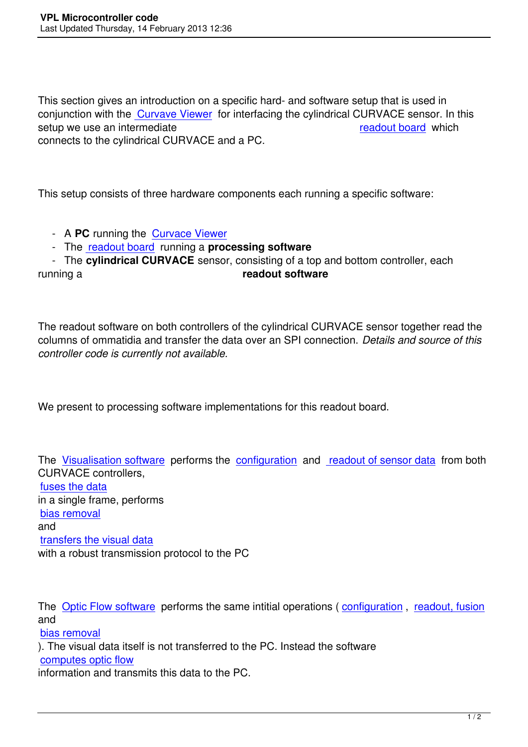This section gives an introduction on a specific hard- and software setup that is used in conjunction with the Curvave Viewer for interfacing the cylindrical CURVACE sensor. In this setup we use an intermediate readout board which connects to the cylindrical CURVACE and a PC.

This setup consists of three hardware components each running a specific software:

- A **PC** running the Curvace Viewer
- The readout board running a **processing software**
- The **cylindrical CURVACE** sensor, consisting of a top and bottom controller, each running a **readout software**

The readout software on both controllers of the cylindrical CURVACE sensor together read the columns of ommatidia and transfer the data over an SPI connection. *Details and source of this controller code is currently not available.*

We present to processing software implementations for this readout board.

The Visualisation software performs the configuration and readout of sensor data from both CURVACE controllers, fuses the data in a single frame, performs bias removal and transfers the visual data with a robust transmission protocol to the PC

The Optic Flow software performs the same intitial operations ( configuration , readout, fusion and bias removal ). The visual data itself is not transferred to the PC. Instead the software computes optic flow information and transmits this data to the PC.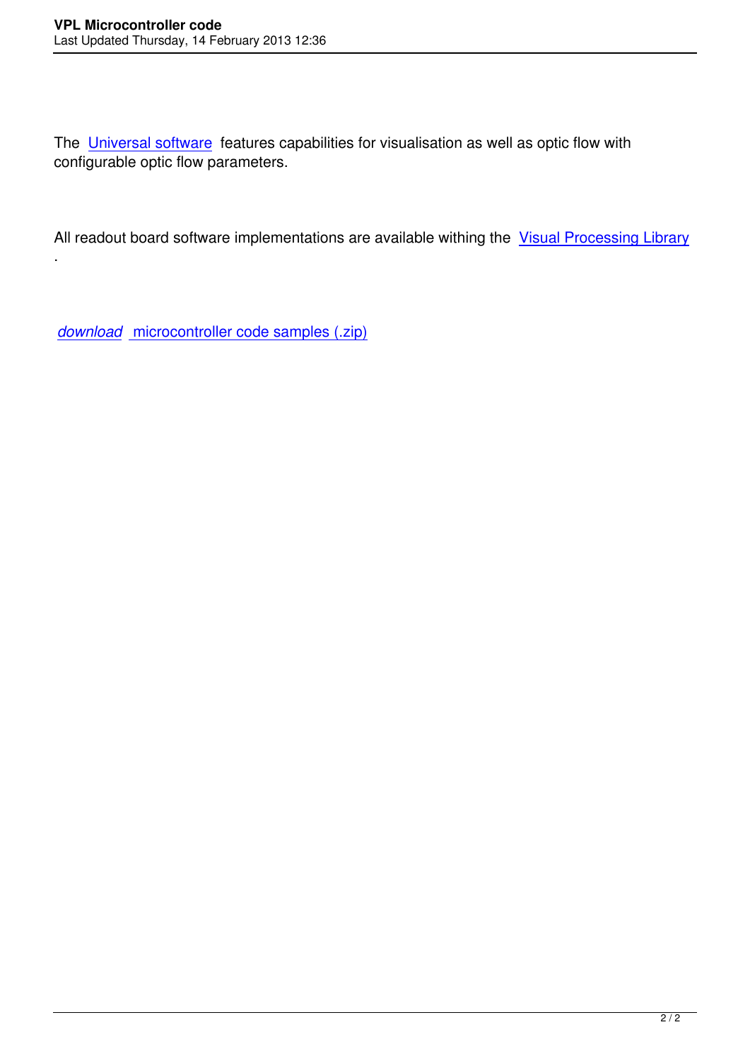The Universal software features capabilities for visualisation as well as optic flow with configurable optic flow parameters.

All readout board software implementations are available withing the Visual Processing Library .

*download* microcontroller code samples (.zip)